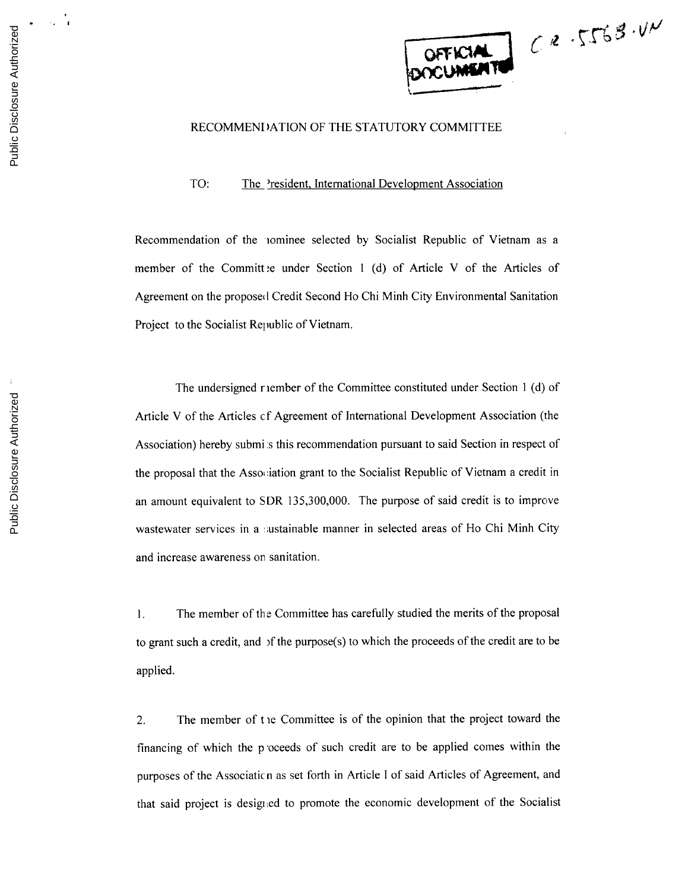OFFICIAL DOCUMENTS

Cr. 5563-VN

# RECOMMENDATION OF THE STATUTORY COMMITTEE

TO: The President, International Development Association

Recommendation of the nominee selected by Socialist Republic of Vietnam as a member of the Committee under Section 1 (d) of Article V of the Articles of Agreement on the proposed Credit Second Ho Chi Minh City Environmental Sanitation Project to the Socialist Republic of Vietnam.

The undersigned member of the Committee constituted under Section 1 (d) of Article V of the Articles of Agreement of International Development Association (the Association) hereby submits this recommendation pursuant to said Section in respect of the proposal that the Association grant to the Socialist Republic of Vietnam a credit in an amount equivalent to SDR 135,300,000. The purpose of said credit is to improve wastewater services in a sustainable manner in selected areas of Ho Chi Minh City and increase awareness on sanitation.

1. The member of the Committee has carefully studied the merits of the proposal to grant such a credit, and of the purpose(s) to which the proceeds of the credit are to be applied.

2. The member of the Committee is of the opinion that the project toward the financing of which the proceeds of such credit are to be applied comes within the purposes of the Association as set forth in Article I of said Articles of Agreement, and that said project is designed to promote the economic development of the Socialist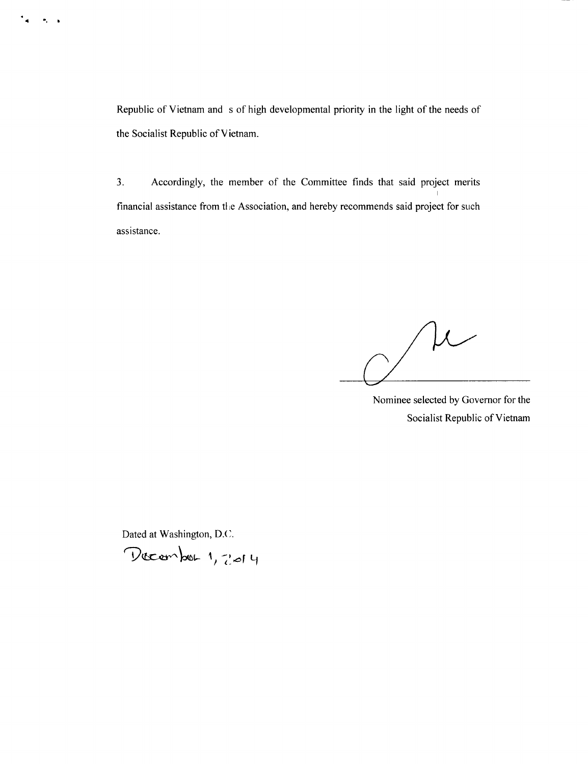Republic of Vietnam and s of high developmental priority in the light of the needs of the Socialist Republic of Vietnam.

3. Accordingly, the member of the Committee finds that said project merits financial assistance from the Association, and hereby recommends said project for such assistance.

Nominee selected by Governor for the
Socialist Republic of Vietnam

Dated at Washington, D.C.

December 1, 2014